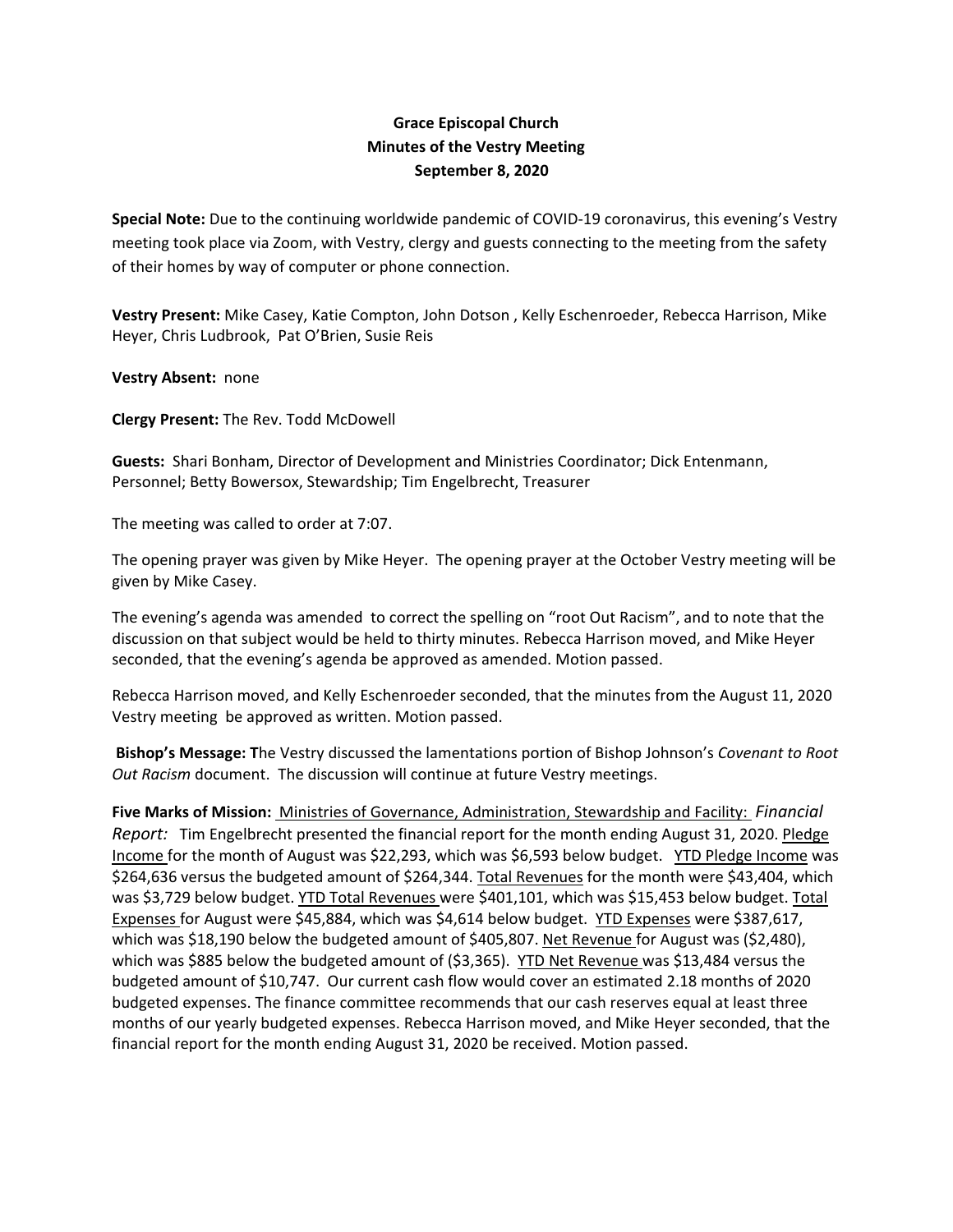**Grace Episcopal Church**
**Minutes of the Vestry Meeting**
**September 8, 2020**

**Special Note:** Due to the continuing worldwide pandemic of COVID-19 coronavirus, this evening's Vestry meeting took place via Zoom, with Vestry, clergy and guests connecting to the meeting from the safety of their homes by way of computer or phone connection.

**Vestry Present:** Mike Casey, Katie Compton, John Dotson , Kelly Eschenroeder, Rebecca Harrison, Mike Heyer, Chris Ludbrook, Pat O'Brien, Susie Reis

**Vestry Absent:** none

**Clergy Present:** The Rev. Todd McDowell

**Guests:** Shari Bonham, Director of Development and Ministries Coordinator; Dick Entenmann, Personnel; Betty Bowersox, Stewardship; Tim Engelbrecht, Treasurer

The meeting was called to order at 7:07.

The opening prayer was given by Mike Heyer. The opening prayer at the October Vestry meeting will be given by Mike Casey.

The evening's agenda was amended to correct the spelling on "root Out Racism", and to note that the discussion on that subject would be held to thirty minutes. Rebecca Harrison moved, and Mike Heyer seconded, that the evening's agenda be approved as amended. Motion passed.

Rebecca Harrison moved, and Kelly Eschenroeder seconded, that the minutes from the August 11, 2020 Vestry meeting be approved as written. Motion passed.

**Bishop's Message: T**he Vestry discussed the lamentations portion of Bishop Johnson's *Covenant to Root Out Racism* document. The discussion will continue at future Vestry meetings.

**Five Marks of Mission:** Ministries of Governance, Administration, Stewardship and Facility: *Financial Report:* Tim Engelbrecht presented the financial report for the month ending August 31, 2020. Pledge Income for the month of August was $22,293, which was $6,593 below budget. YTD Pledge Income was $264,636 versus the budgeted amount of $264,344. Total Revenues for the month were $43,404, which was $3,729 below budget. YTD Total Revenues were $401,101, which was $15,453 below budget. Total Expenses for August were $45,884, which was $4,614 below budget. YTD Expenses were $387,617, which was $18,190 below the budgeted amount of $405,807. Net Revenue for August was ($2,480), which was $885 below the budgeted amount of ($3,365). YTD Net Revenue was $13,484 versus the budgeted amount of $10,747. Our current cash flow would cover an estimated 2.18 months of 2020 budgeted expenses. The finance committee recommends that our cash reserves equal at least three months of our yearly budgeted expenses. Rebecca Harrison moved, and Mike Heyer seconded, that the financial report for the month ending August 31, 2020 be received. Motion passed.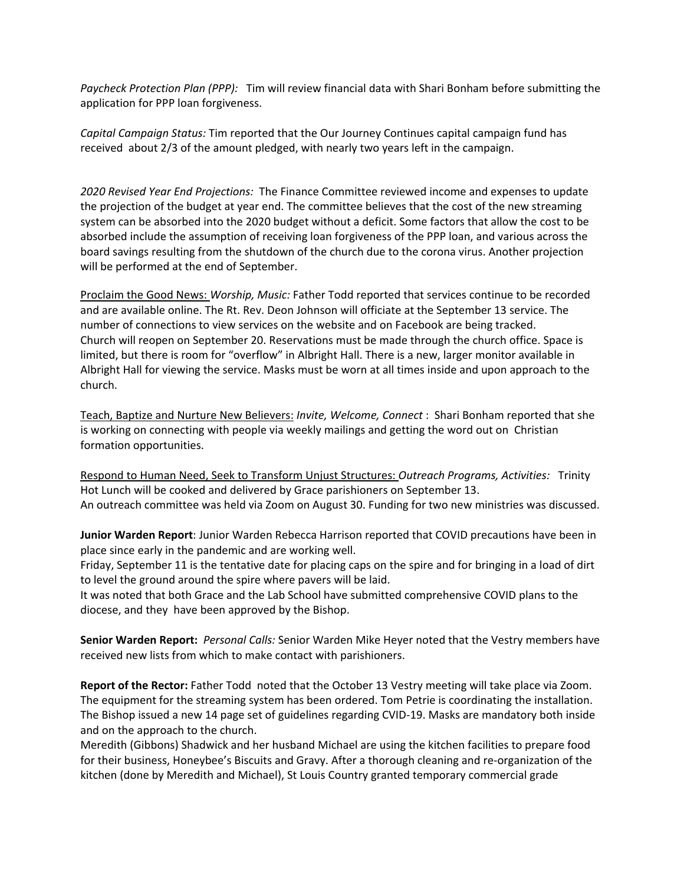*Paycheck Protection Plan (PPP):* Tim will review financial data with Shari Bonham before submitting the application for PPP loan forgiveness.

*Capital Campaign Status:* Tim reported that the Our Journey Continues capital campaign fund has received about 2/3 of the amount pledged, with nearly two years left in the campaign.

*2020 Revised Year End Projections:* The Finance Committee reviewed income and expenses to update the projection of the budget at year end. The committee believes that the cost of the new streaming system can be absorbed into the 2020 budget without a deficit. Some factors that allow the cost to be absorbed include the assumption of receiving loan forgiveness of the PPP loan, and various across the board savings resulting from the shutdown of the church due to the corona virus. Another projection will be performed at the end of September.

<u>Proclaim the Good News:</u> *Worship, Music:* Father Todd reported that services continue to be recorded and are available online. The Rt. Rev. Deon Johnson will officiate at the September 13 service. The number of connections to view services on the website and on Facebook are being tracked.
Church will reopen on September 20. Reservations must be made through the church office. Space is limited, but there is room for "overflow" in Albright Hall. There is a new, larger monitor available in Albright Hall for viewing the service. Masks must be worn at all times inside and upon approach to the church.

<u>Teach, Baptize and Nurture New Believers:</u> *Invite, Welcome, Connect* : Shari Bonham reported that she is working on connecting with people via weekly mailings and getting the word out on Christian formation opportunities.

<u>Respond to Human Need, Seek to Transform Unjust Structures:</u> *Outreach Programs, Activities:* Trinity Hot Lunch will be cooked and delivered by Grace parishioners on September 13.
An outreach committee was held via Zoom on August 30. Funding for two new ministries was discussed.

**Junior Warden Report**: Junior Warden Rebecca Harrison reported that COVID precautions have been in place since early in the pandemic and are working well.
Friday, September 11 is the tentative date for placing caps on the spire and for bringing in a load of dirt to level the ground around the spire where pavers will be laid.
It was noted that both Grace and the Lab School have submitted comprehensive COVID plans to the diocese, and they have been approved by the Bishop.

**Senior Warden Report:** *Personal Calls:* Senior Warden Mike Heyer noted that the Vestry members have received new lists from which to make contact with parishioners.

**Report of the Rector:** Father Todd noted that the October 13 Vestry meeting will take place via Zoom. The equipment for the streaming system has been ordered. Tom Petrie is coordinating the installation. The Bishop issued a new 14 page set of guidelines regarding CVID-19. Masks are mandatory both inside and on the approach to the church.
Meredith (Gibbons) Shadwick and her husband Michael are using the kitchen facilities to prepare food for their business, Honeybee's Biscuits and Gravy. After a thorough cleaning and re-organization of the kitchen (done by Meredith and Michael), St Louis Country granted temporary commercial grade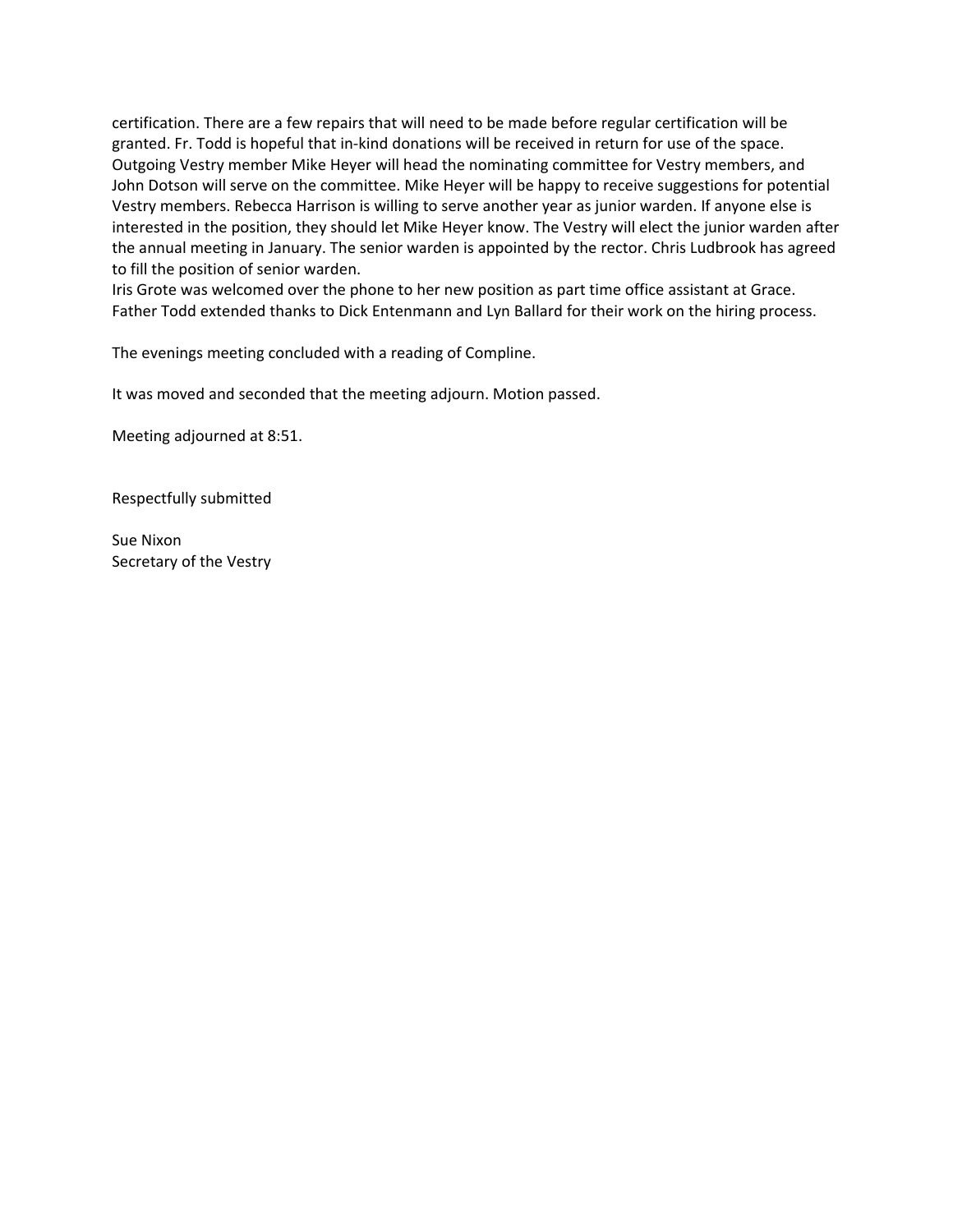certification. There are a few repairs that will need to be made before regular certification will be granted. Fr. Todd is hopeful that in-kind donations will be received in return for use of the space. Outgoing Vestry member Mike Heyer will head the nominating committee for Vestry members, and John Dotson will serve on the committee. Mike Heyer will be happy to receive suggestions for potential Vestry members. Rebecca Harrison is willing to serve another year as junior warden. If anyone else is interested in the position, they should let Mike Heyer know. The Vestry will elect the junior warden after the annual meeting in January. The senior warden is appointed by the rector. Chris Ludbrook has agreed to fill the position of senior warden.
Iris Grote was welcomed over the phone to her new position as part time office assistant at Grace. Father Todd extended thanks to Dick Entenmann and Lyn Ballard for their work on the hiring process.

The evenings meeting concluded with a reading of Compline.

It was moved and seconded that the meeting adjourn. Motion passed.

Meeting adjourned at 8:51.

Respectfully submitted

Sue Nixon
Secretary of the Vestry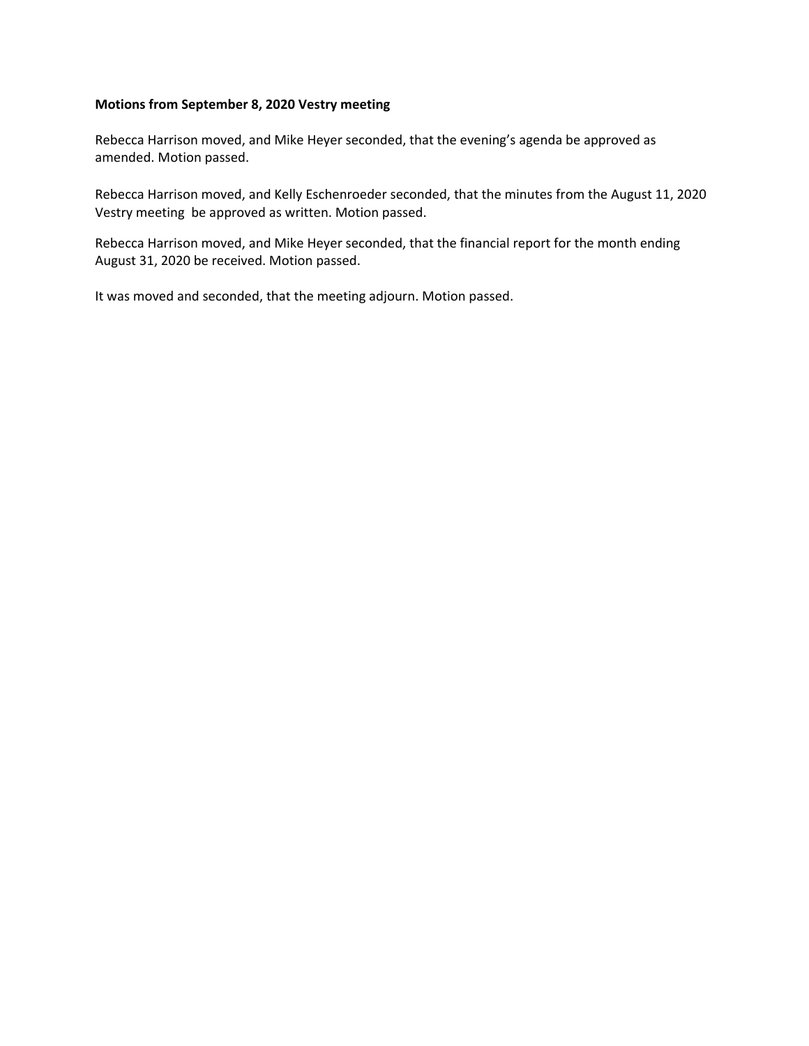**Motions from September 8, 2020 Vestry meeting**

Rebecca Harrison moved, and Mike Heyer seconded, that the evening's agenda be approved as amended. Motion passed.

Rebecca Harrison moved, and Kelly Eschenroeder seconded, that the minutes from the August 11, 2020 Vestry meeting be approved as written. Motion passed.

Rebecca Harrison moved, and Mike Heyer seconded, that the financial report for the month ending August 31, 2020 be received. Motion passed.

It was moved and seconded, that the meeting adjourn. Motion passed.